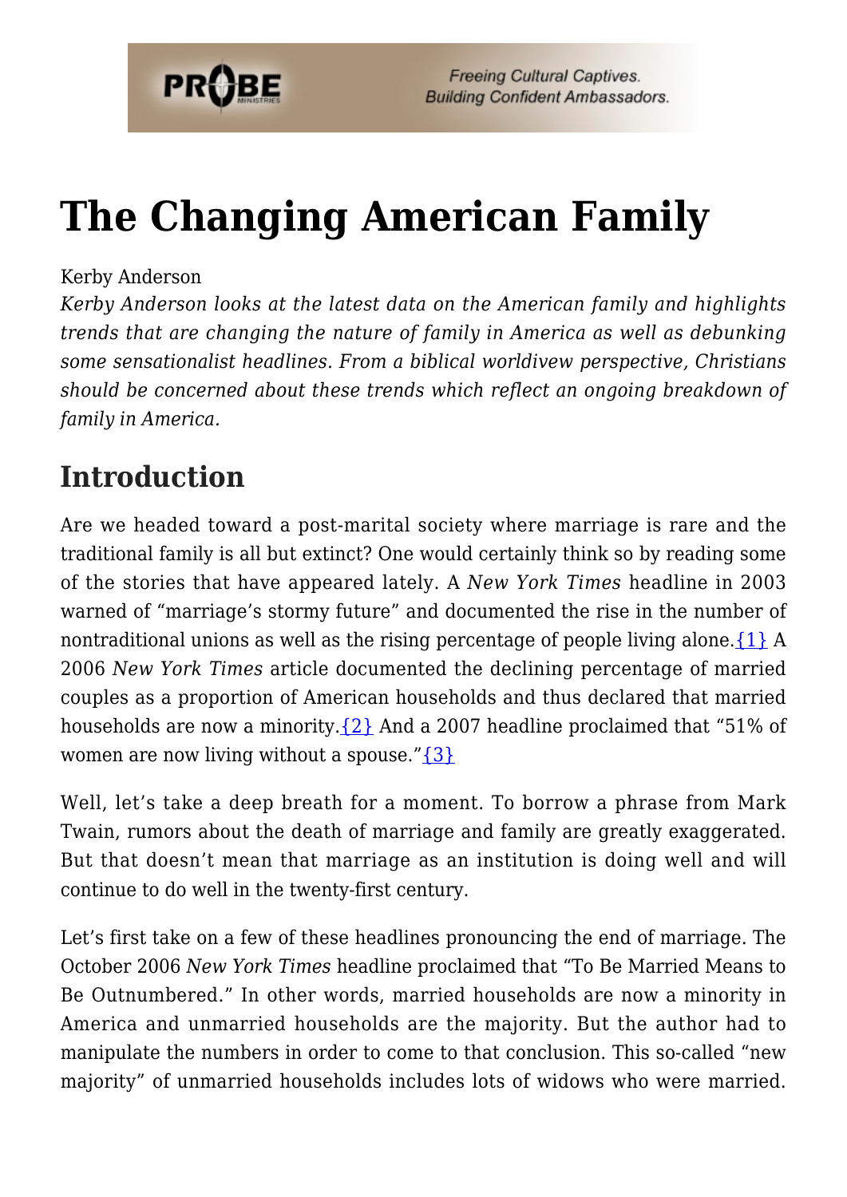# The Changing American Family

Kerby Anderson

*Kerby Anderson looks at the latest data on the American family and highlights trends that are changing the nature of family in America as well as debunking some sensationalist headlines. From a biblical worldivew perspective, Christians should be concerned about these trends which reflect an ongoing breakdown of family in America.*

## Introduction

Are we headed toward a post-marital society where marriage is rare and the traditional family is all but extinct? One would certainly think so by reading some of the stories that have appeared lately. A *New York Times* headline in 2003 warned of "marriage's stormy future" and documented the rise in the number of nontraditional unions as well as the rising percentage of people living alone.{1} A 2006 *New York Times* article documented the declining percentage of married couples as a proportion of American households and thus declared that married households are now a minority.{2} And a 2007 headline proclaimed that "51% of women are now living without a spouse."{3}

Well, let's take a deep breath for a moment. To borrow a phrase from Mark Twain, rumors about the death of marriage and family are greatly exaggerated. But that doesn't mean that marriage as an institution is doing well and will continue to do well in the twenty-first century.

Let's first take on a few of these headlines pronouncing the end of marriage. The October 2006 *New York Times* headline proclaimed that "To Be Married Means to Be Outnumbered." In other words, married households are now a minority in America and unmarried households are the majority. But the author had to manipulate the numbers in order to come to that conclusion. This so-called "new majority" of unmarried households includes lots of widows who were married.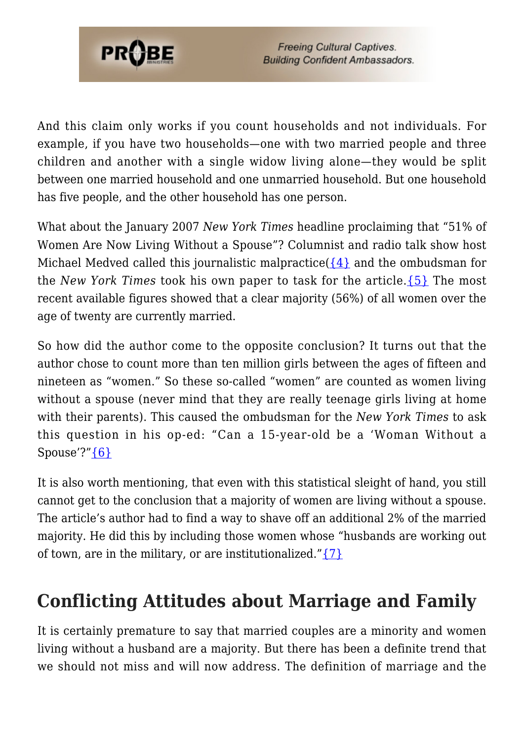And this claim only works if you count households and not individuals. For example, if you have two households—one with two married people and three children and another with a single widow living alone—they would be split between one married household and one unmarried household. But one household has five people, and the other household has one person.

What about the January 2007 *New York Times* headline proclaiming that "51% of Women Are Now Living Without a Spouse"? Columnist and radio talk show host Michael Medved called this journalistic malpractice({4} and the ombudsman for the *New York Times* took his own paper to task for the article.{5} The most recent available figures showed that a clear majority (56%) of all women over the age of twenty are currently married.

So how did the author come to the opposite conclusion? It turns out that the author chose to count more than ten million girls between the ages of fifteen and nineteen as "women." So these so-called "women" are counted as women living without a spouse (never mind that they are really teenage girls living at home with their parents). This caused the ombudsman for the *New York Times* to ask this question in his op-ed: "Can a 15-year-old be a 'Woman Without a Spouse'?"{6}

It is also worth mentioning, that even with this statistical sleight of hand, you still cannot get to the conclusion that a majority of women are living without a spouse. The article's author had to find a way to shave off an additional 2% of the married majority. He did this by including those women whose "husbands are working out of town, are in the military, or are institutionalized."{7}

## Conflicting Attitudes about Marriage and Family

It is certainly premature to say that married couples are a minority and women living without a husband are a majority. But there has been a definite trend that we should not miss and will now address. The definition of marriage and the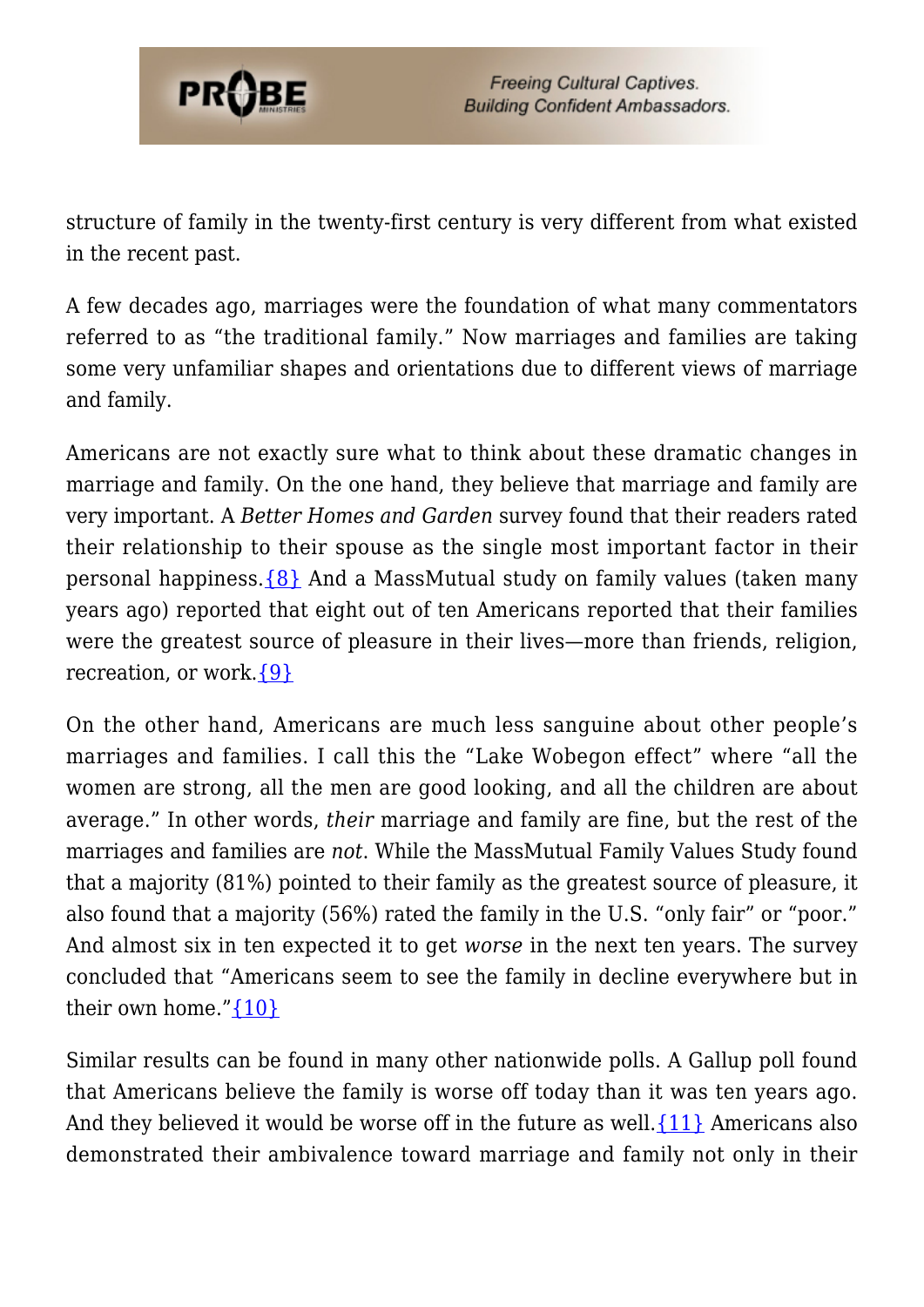structure of family in the twenty-first century is very different from what existed in the recent past.

A few decades ago, marriages were the foundation of what many commentators referred to as "the traditional family." Now marriages and families are taking some very unfamiliar shapes and orientations due to different views of marriage and family.

Americans are not exactly sure what to think about these dramatic changes in marriage and family. On the one hand, they believe that marriage and family are very important. A *Better Homes and Garden* survey found that their readers rated their relationship to their spouse as the single most important factor in their personal happiness.{8} And a MassMutual study on family values (taken many years ago) reported that eight out of ten Americans reported that their families were the greatest source of pleasure in their lives—more than friends, religion, recreation, or work.{9}

On the other hand, Americans are much less sanguine about other people's marriages and families. I call this the "Lake Wobegon effect" where "all the women are strong, all the men are good looking, and all the children are about average." In other words, *their* marriage and family are fine, but the rest of the marriages and families are *not*. While the MassMutual Family Values Study found that a majority (81%) pointed to their family as the greatest source of pleasure, it also found that a majority (56%) rated the family in the U.S. "only fair" or "poor." And almost six in ten expected it to get *worse* in the next ten years. The survey concluded that "Americans seem to see the family in decline everywhere but in their own home."{10}

Similar results can be found in many other nationwide polls. A Gallup poll found that Americans believe the family is worse off today than it was ten years ago. And they believed it would be worse off in the future as well.{11} Americans also demonstrated their ambivalence toward marriage and family not only in their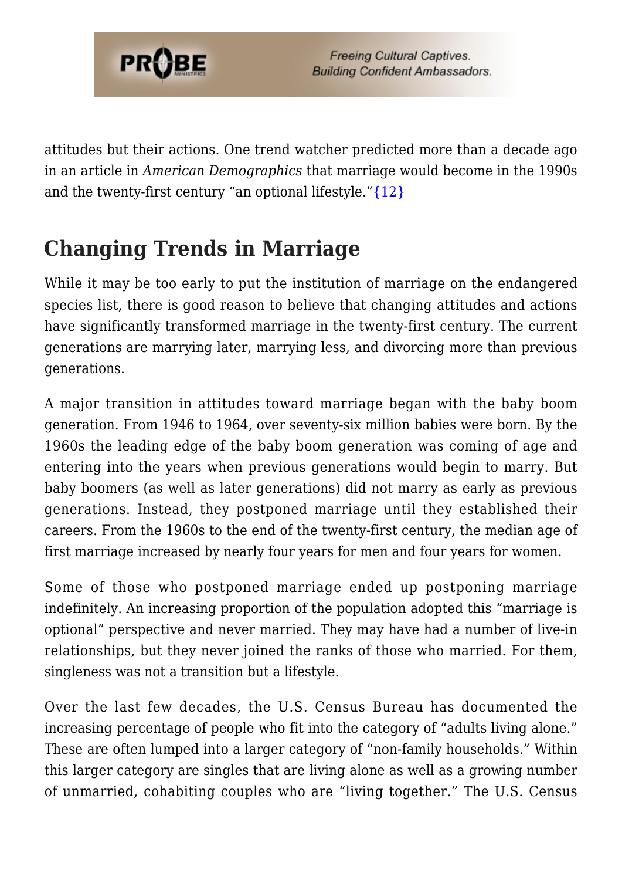attitudes but their actions. One trend watcher predicted more than a decade ago in an article in *American Demographics* that marriage would become in the 1990s and the twenty-first century "an optional lifestyle."{12}

## Changing Trends in Marriage

While it may be too early to put the institution of marriage on the endangered species list, there is good reason to believe that changing attitudes and actions have significantly transformed marriage in the twenty-first century. The current generations are marrying later, marrying less, and divorcing more than previous generations.

A major transition in attitudes toward marriage began with the baby boom generation. From 1946 to 1964, over seventy-six million babies were born. By the 1960s the leading edge of the baby boom generation was coming of age and entering into the years when previous generations would begin to marry. But baby boomers (as well as later generations) did not marry as early as previous generations. Instead, they postponed marriage until they established their careers. From the 1960s to the end of the twenty-first century, the median age of first marriage increased by nearly four years for men and four years for women.

Some of those who postponed marriage ended up postponing marriage indefinitely. An increasing proportion of the population adopted this "marriage is optional" perspective and never married. They may have had a number of live-in relationships, but they never joined the ranks of those who married. For them, singleness was not a transition but a lifestyle.

Over the last few decades, the U.S. Census Bureau has documented the increasing percentage of people who fit into the category of "adults living alone." These are often lumped into a larger category of "non-family households." Within this larger category are singles that are living alone as well as a growing number of unmarried, cohabiting couples who are "living together." The U.S. Census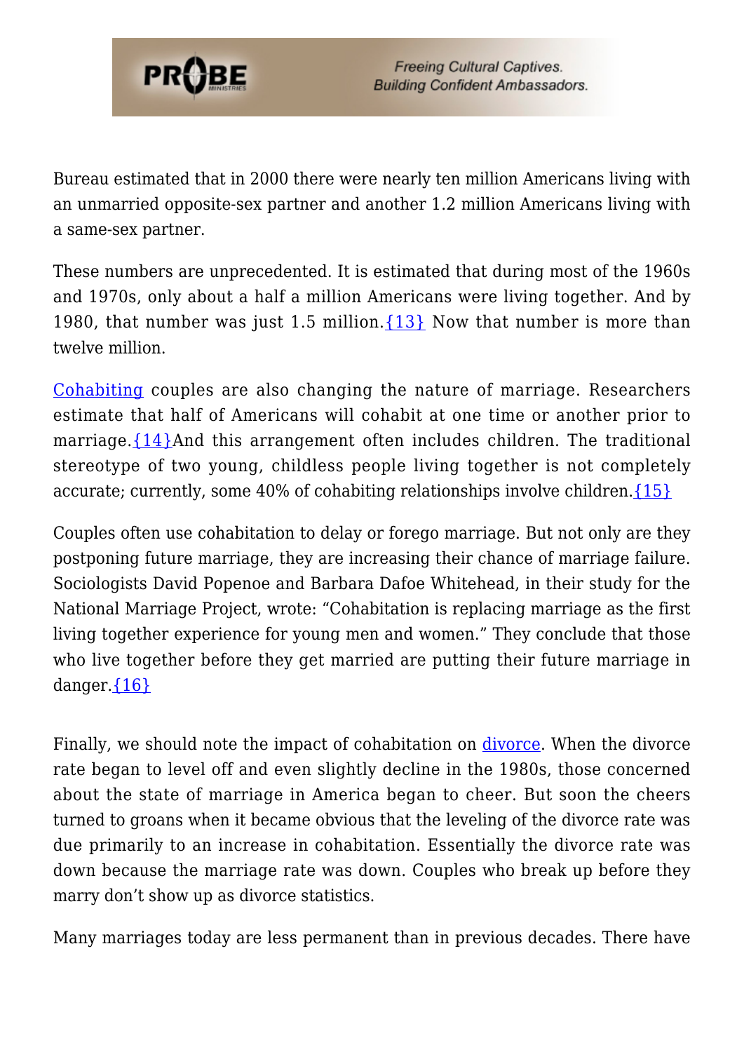Bureau estimated that in 2000 there were nearly ten million Americans living with an unmarried opposite-sex partner and another 1.2 million Americans living with a same-sex partner.

These numbers are unprecedented. It is estimated that during most of the 1960s and 1970s, only about a half a million Americans were living together. And by 1980, that number was just 1.5 million.{13} Now that number is more than twelve million.

Cohabiting couples are also changing the nature of marriage. Researchers estimate that half of Americans will cohabit at one time or another prior to marriage.{14}And this arrangement often includes children. The traditional stereotype of two young, childless people living together is not completely accurate; currently, some 40% of cohabiting relationships involve children.{15}

Couples often use cohabitation to delay or forego marriage. But not only are they postponing future marriage, they are increasing their chance of marriage failure. Sociologists David Popenoe and Barbara Dafoe Whitehead, in their study for the National Marriage Project, wrote: "Cohabitation is replacing marriage as the first living together experience for young men and women." They conclude that those who live together before they get married are putting their future marriage in danger.{16}

Finally, we should note the impact of cohabitation on divorce. When the divorce rate began to level off and even slightly decline in the 1980s, those concerned about the state of marriage in America began to cheer. But soon the cheers turned to groans when it became obvious that the leveling of the divorce rate was due primarily to an increase in cohabitation. Essentially the divorce rate was down because the marriage rate was down. Couples who break up before they marry don't show up as divorce statistics.

Many marriages today are less permanent than in previous decades. There have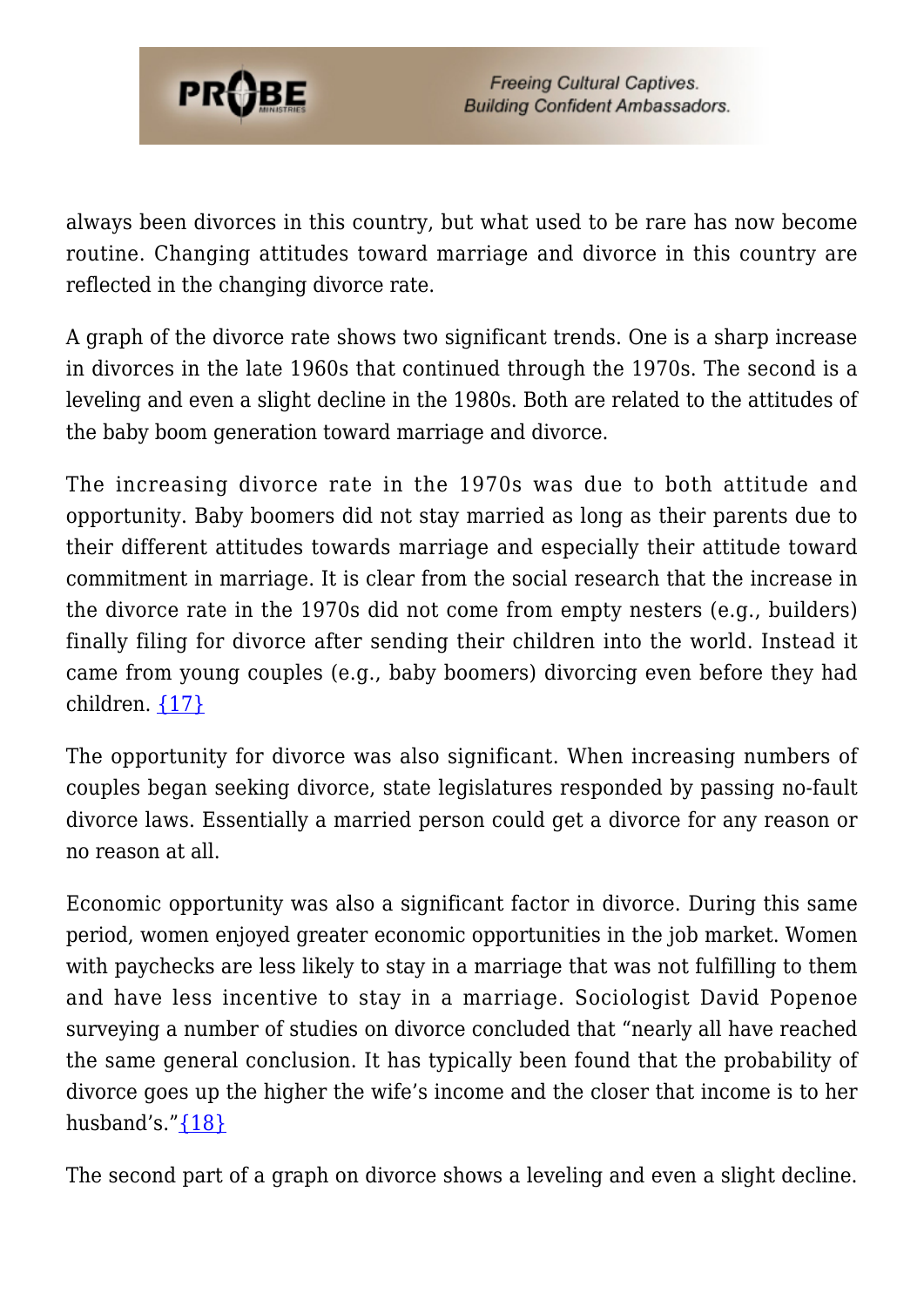always been divorces in this country, but what used to be rare has now become routine. Changing attitudes toward marriage and divorce in this country are reflected in the changing divorce rate.

A graph of the divorce rate shows two significant trends. One is a sharp increase in divorces in the late 1960s that continued through the 1970s. The second is a leveling and even a slight decline in the 1980s. Both are related to the attitudes of the baby boom generation toward marriage and divorce.

The increasing divorce rate in the 1970s was due to both attitude and opportunity. Baby boomers did not stay married as long as their parents due to their different attitudes towards marriage and especially their attitude toward commitment in marriage. It is clear from the social research that the increase in the divorce rate in the 1970s did not come from empty nesters (e.g., builders) finally filing for divorce after sending their children into the world. Instead it came from young couples (e.g., baby boomers) divorcing even before they had children. {17}

The opportunity for divorce was also significant. When increasing numbers of couples began seeking divorce, state legislatures responded by passing no-fault divorce laws. Essentially a married person could get a divorce for any reason or no reason at all.

Economic opportunity was also a significant factor in divorce. During this same period, women enjoyed greater economic opportunities in the job market. Women with paychecks are less likely to stay in a marriage that was not fulfilling to them and have less incentive to stay in a marriage. Sociologist David Popenoe surveying a number of studies on divorce concluded that "nearly all have reached the same general conclusion. It has typically been found that the probability of divorce goes up the higher the wife's income and the closer that income is to her husband's."{18}

The second part of a graph on divorce shows a leveling and even a slight decline.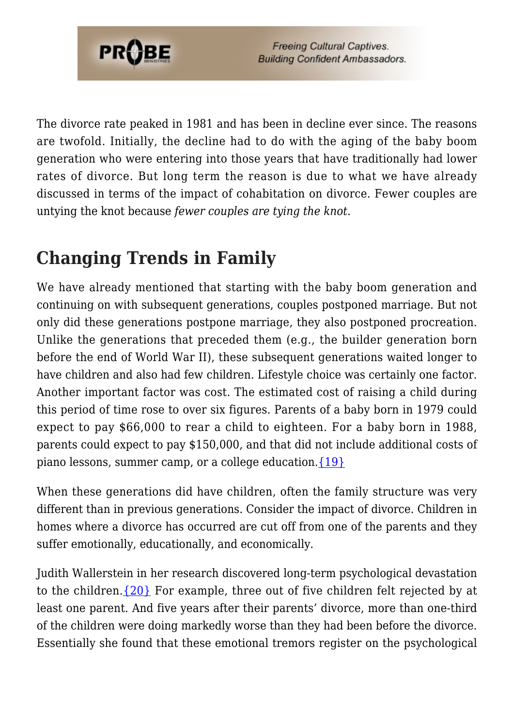The divorce rate peaked in 1981 and has been in decline ever since. The reasons are twofold. Initially, the decline had to do with the aging of the baby boom generation who were entering into those years that have traditionally had lower rates of divorce. But long term the reason is due to what we have already discussed in terms of the impact of cohabitation on divorce. Fewer couples are untying the knot because *fewer couples are tying the knot*.

## Changing Trends in Family

We have already mentioned that starting with the baby boom generation and continuing on with subsequent generations, couples postponed marriage. But not only did these generations postpone marriage, they also postponed procreation. Unlike the generations that preceded them (e.g., the builder generation born before the end of World War II), these subsequent generations waited longer to have children and also had few children. Lifestyle choice was certainly one factor. Another important factor was cost. The estimated cost of raising a child during this period of time rose to over six figures. Parents of a baby born in 1979 could expect to pay $66,000 to rear a child to eighteen. For a baby born in 1988, parents could expect to pay $150,000, and that did not include additional costs of piano lessons, summer camp, or a college education.{19}

When these generations did have children, often the family structure was very different than in previous generations. Consider the impact of divorce. Children in homes where a divorce has occurred are cut off from one of the parents and they suffer emotionally, educationally, and economically.

Judith Wallerstein in her research discovered long-term psychological devastation to the children.{20} For example, three out of five children felt rejected by at least one parent. And five years after their parents' divorce, more than one-third of the children were doing markedly worse than they had been before the divorce. Essentially she found that these emotional tremors register on the psychological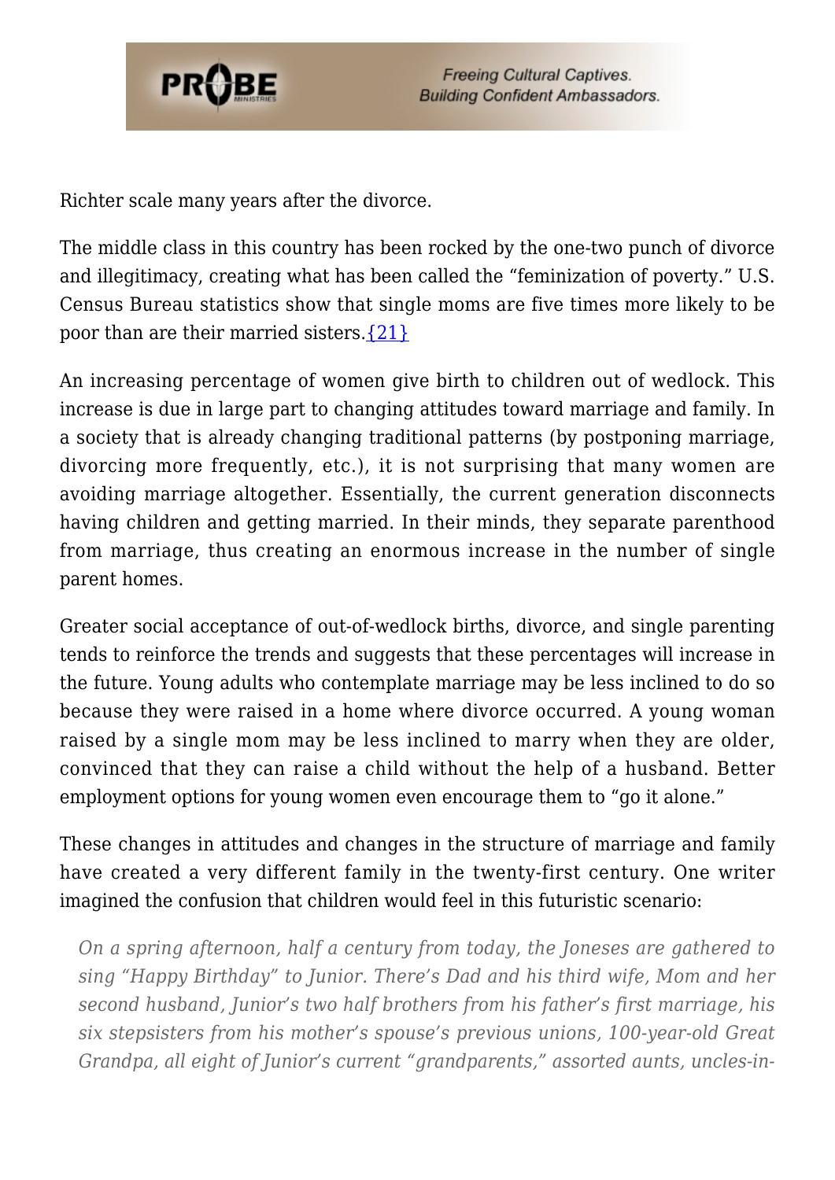Richter scale many years after the divorce.

The middle class in this country has been rocked by the one-two punch of divorce and illegitimacy, creating what has been called the "feminization of poverty." U.S. Census Bureau statistics show that single moms are five times more likely to be poor than are their married sisters.{21}

An increasing percentage of women give birth to children out of wedlock. This increase is due in large part to changing attitudes toward marriage and family. In a society that is already changing traditional patterns (by postponing marriage, divorcing more frequently, etc.), it is not surprising that many women are avoiding marriage altogether. Essentially, the current generation disconnects having children and getting married. In their minds, they separate parenthood from marriage, thus creating an enormous increase in the number of single parent homes.

Greater social acceptance of out-of-wedlock births, divorce, and single parenting tends to reinforce the trends and suggests that these percentages will increase in the future. Young adults who contemplate marriage may be less inclined to do so because they were raised in a home where divorce occurred. A young woman raised by a single mom may be less inclined to marry when they are older, convinced that they can raise a child without the help of a husband. Better employment options for young women even encourage them to "go it alone."

These changes in attitudes and changes in the structure of marriage and family have created a very different family in the twenty-first century. One writer imagined the confusion that children would feel in this futuristic scenario:

> *On a spring afternoon, half a century from today, the Joneses are gathered to sing "Happy Birthday" to Junior. There's Dad and his third wife, Mom and her second husband, Junior's two half brothers from his father's first marriage, his six stepsisters from his mother's spouse's previous unions, 100-year-old Great Grandpa, all eight of Junior's current "grandparents," assorted aunts, uncles-in-*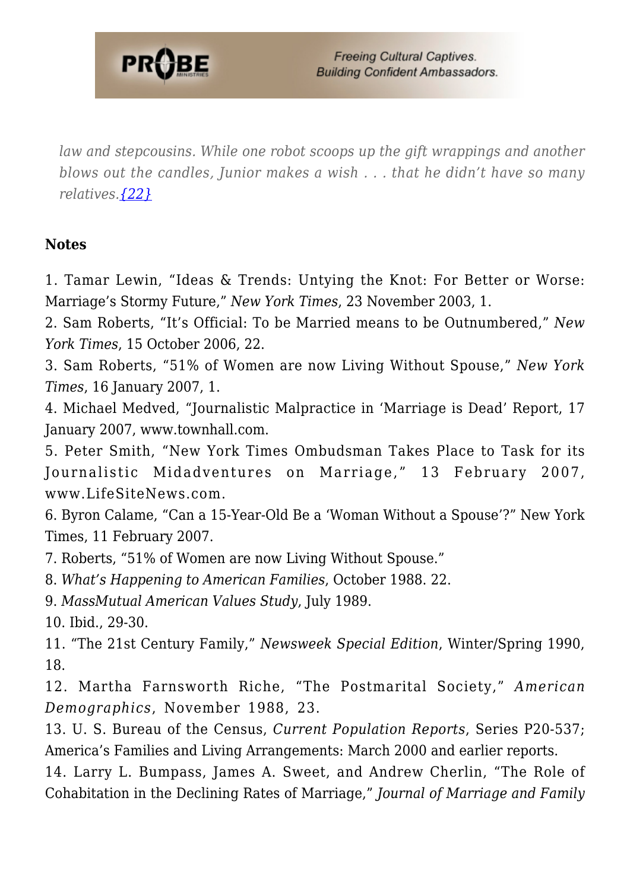*law and stepcousins. While one robot scoops up the gift wrappings and another blows out the candles, Junior makes a wish . . . that he didn't have so many relatives.*{22}

**Notes**

1. Tamar Lewin, "Ideas & Trends: Untying the Knot: For Better or Worse: Marriage's Stormy Future," *New York Times*, 23 November 2003, 1.
2. Sam Roberts, "It's Official: To be Married means to be Outnumbered," *New York Times*, 15 October 2006, 22.
3. Sam Roberts, "51% of Women are now Living Without Spouse," *New York Times*, 16 January 2007, 1.
4. Michael Medved, "Journalistic Malpractice in 'Marriage is Dead' Report, 17 January 2007, www.townhall.com.
5. Peter Smith, "New York Times Ombudsman Takes Place to Task for its Journalistic Midadventures on Marriage," 13 February 2007, www.LifeSiteNews.com.
6. Byron Calame, "Can a 15-Year-Old Be a 'Woman Without a Spouse'?" New York Times, 11 February 2007.
7. Roberts, "51% of Women are now Living Without Spouse."
8. *What's Happening to American Families*, October 1988. 22.
9. *MassMutual American Values Study*, July 1989.
10. Ibid., 29-30.
11. "The 21st Century Family," *Newsweek Special Edition*, Winter/Spring 1990, 18.
12. Martha Farnsworth Riche, "The Postmarital Society," *American Demographics*, November 1988, 23.
13. U. S. Bureau of the Census, *Current Population Reports*, Series P20-537; America's Families and Living Arrangements: March 2000 and earlier reports.
14. Larry L. Bumpass, James A. Sweet, and Andrew Cherlin, "The Role of Cohabitation in the Declining Rates of Marriage," *Journal of Marriage and Family*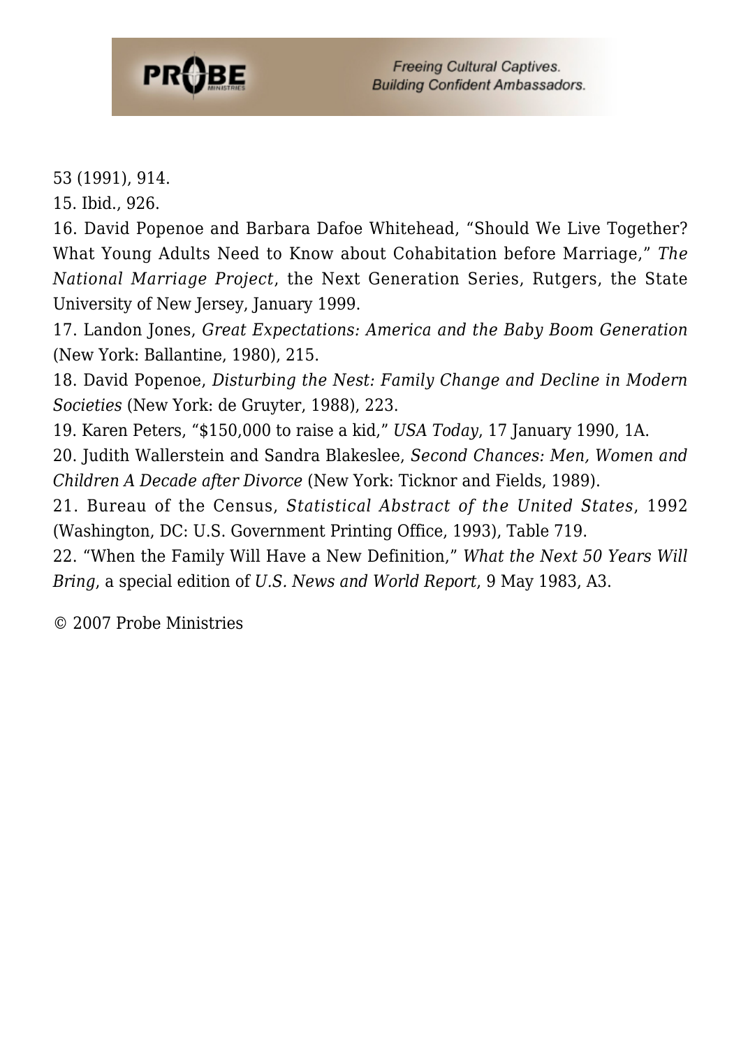53 (1991), 914.

15. Ibid., 926.

16. David Popenoe and Barbara Dafoe Whitehead, "Should We Live Together? What Young Adults Need to Know about Cohabitation before Marriage," *The National Marriage Project*, the Next Generation Series, Rutgers, the State University of New Jersey, January 1999.

17. Landon Jones, *Great Expectations: America and the Baby Boom Generation* (New York: Ballantine, 1980), 215.

18. David Popenoe, *Disturbing the Nest: Family Change and Decline in Modern Societies* (New York: de Gruyter, 1988), 223.

19. Karen Peters, "$150,000 to raise a kid," *USA Today*, 17 January 1990, 1A.

20. Judith Wallerstein and Sandra Blakeslee, *Second Chances: Men, Women and Children A Decade after Divorce* (New York: Ticknor and Fields, 1989).

21. Bureau of the Census, *Statistical Abstract of the United States*, 1992 (Washington, DC: U.S. Government Printing Office, 1993), Table 719.

22. "When the Family Will Have a New Definition," *What the Next 50 Years Will Bring*, a special edition of *U.S. News and World Report*, 9 May 1983, A3.

© 2007 Probe Ministries